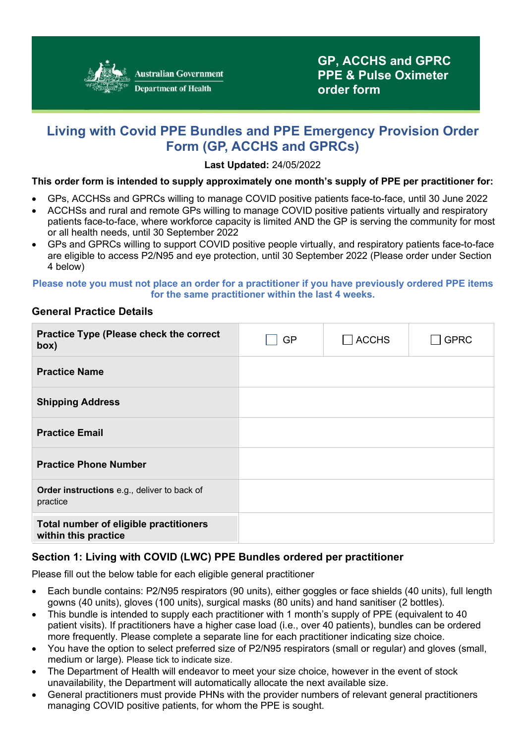Australian Government
Department of Health

**GP, ACCHS and GPRC PPE & Pulse Oximeter order form**

# Living with Covid PPE Bundles and PPE Emergency Provision Order Form (GP, ACCHS and GPRCs)

**Last Updated:** 24/05/2022

**This order form is intended to supply approximately one month's supply of PPE per practitioner for:**

- GPs, ACCHSs and GPRCs willing to manage COVID positive patients face-to-face, until 30 June 2022
- ACCHSs and rural and remote GPs willing to manage COVID positive patients virtually and respiratory patients face-to-face, where workforce capacity is limited AND the GP is serving the community for most or all health needs, until 30 September 2022
- GPs and GPRCs willing to support COVID positive people virtually, and respiratory patients face-to-face are eligible to access P2/N95 and eye protection, until 30 September 2022 (Please order under Section 4 below)

**Please note you must not place an order for a practitioner if you have previously ordered PPE items for the same practitioner within the last 4 weeks.**

## General Practice Details

| | | | |
|---|---|---|---|
| **Practice Type (Please check the correct box)** | ☐ GP | ☐ ACCHS | ☐ GPRC |
| **Practice Name** | | | |
| **Shipping Address** | | | |
| **Practice Email** | | | |
| **Practice Phone Number** | | | |
| **Order instructions** e.g., deliver to back of practice | | | |
| **Total number of eligible practitioners within this practice** | | | |

## Section 1: Living with COVID (LWC) PPE Bundles ordered per practitioner

Please fill out the below table for each eligible general practitioner

- Each bundle contains: P2/N95 respirators (90 units), either goggles or face shields (40 units), full length gowns (40 units), gloves (100 units), surgical masks (80 units) and hand sanitiser (2 bottles).
- This bundle is intended to supply each practitioner with 1 month's supply of PPE (equivalent to 40 patient visits). If practitioners have a higher case load (i.e., over 40 patients), bundles can be ordered more frequently. Please complete a separate line for each practitioner indicating size choice.
- You have the option to select preferred size of P2/N95 respirators (small or regular) and gloves (small, medium or large). Please tick to indicate size.
- The Department of Health will endeavor to meet your size choice, however in the event of stock unavailability, the Department will automatically allocate the next available size.
- General practitioners must provide PHNs with the provider numbers of relevant general practitioners managing COVID positive patients, for whom the PPE is sought.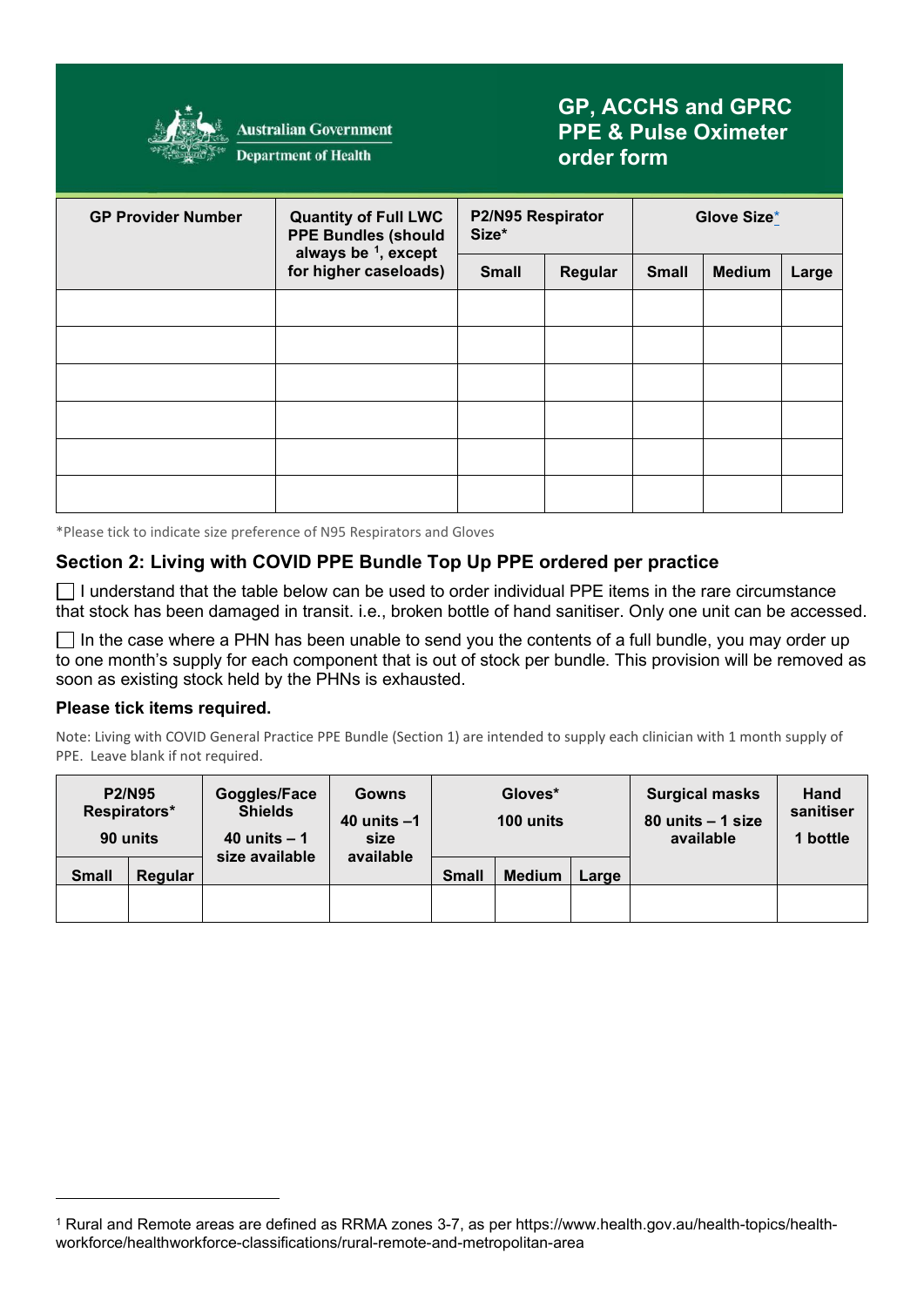Australian Government
Department of Health

# GP, ACCHS and GPRC PPE & Pulse Oximeter order form

| GP Provider Number | Quantity of Full LWC PPE Bundles (should always be [1], except for higher caseloads) | P2/N95 Respirator Size* | | Glove Size* | | |
|---|---|---|---|---|---|---|
| | | Small | Regular | Small | Medium | Large |
| | | | | | | |
| | | | | | | |
| | | | | | | |
| | | | | | | |
| | | | | | | |
| | | | | | | |

*Please tick to indicate size preference of N95 Respirators and Gloves

## Section 2: Living with COVID PPE Bundle Top Up PPE ordered per practice

☐ I understand that the table below can be used to order individual PPE items in the rare circumstance that stock has been damaged in transit. i.e., broken bottle of hand sanitiser. Only one unit can be accessed.

☐ In the case where a PHN has been unable to send you the contents of a full bundle, you may order up to one month's supply for each component that is out of stock per bundle. This provision will be removed as soon as existing stock held by the PHNs is exhausted.

**Please tick items required.**

Note: Living with COVID General Practice PPE Bundle (Section 1) are intended to supply each clinician with 1 month supply of PPE. Leave blank if not required.

| P2/N95 Respirators* 90 units | | Goggles/Face Shields 40 units – 1 size available | Gowns 40 units –1 size available | Gloves* 100 units | | | Surgical masks 80 units – 1 size available | Hand sanitiser 1 bottle |
|---|---|---|---|---|---|---|---|---|
| Small | Regular | | | Small | Medium | Large | | |
| | | | | | | | | |

[1] Rural and Remote areas are defined as RRMA zones 3-7, as per https://www.health.gov.au/health-topics/health-workforce/healthworkforce-classifications/rural-remote-and-metropolitan-area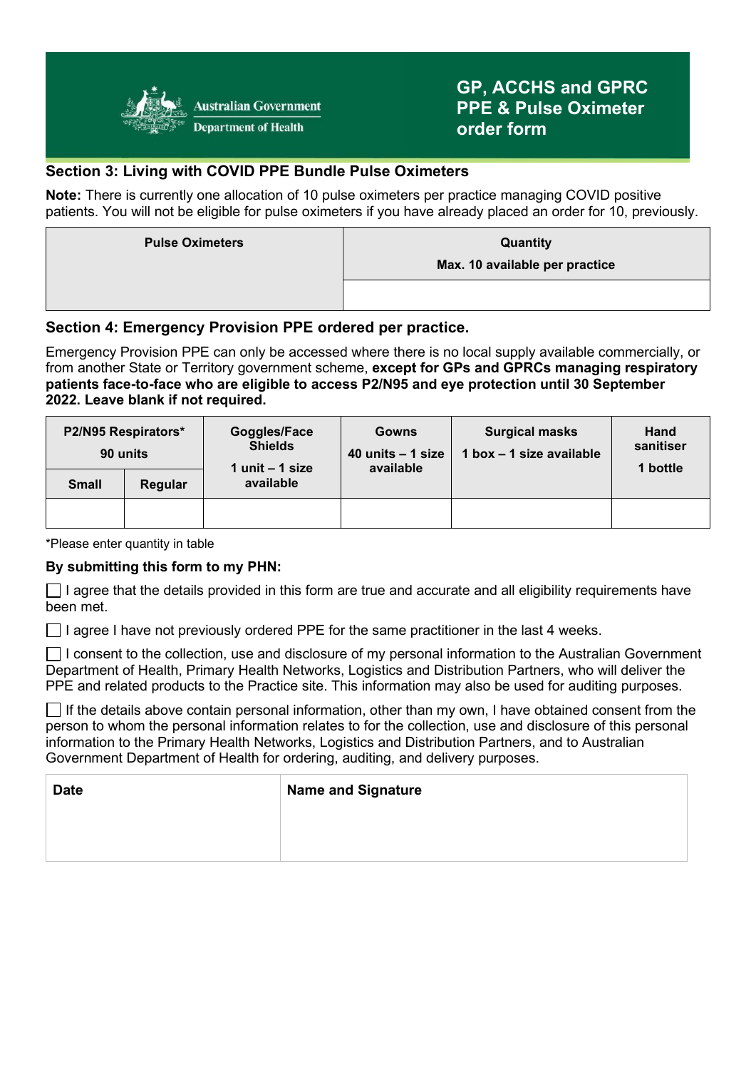Australian Government
Department of Health

# GP, ACCHS and GPRC PPE & Pulse Oximeter order form

## Section 3: Living with COVID PPE Bundle Pulse Oximeters

**Note:** There is currently one allocation of 10 pulse oximeters per practice managing COVID positive patients. You will not be eligible for pulse oximeters if you have already placed an order for 10, previously.

| Pulse Oximeters | Quantity<br>Max. 10 available per practice |
|---|---|
| | |

## Section 4: Emergency Provision PPE ordered per practice.

Emergency Provision PPE can only be accessed where there is no local supply available commercially, or from another State or Territory government scheme, **except for GPs and GPRCs managing respiratory patients face-to-face who are eligible to access P2/N95 and eye protection until 30 September 2022. Leave blank if not required.**

| P2/N95 Respirators* 90 units | | Goggles/Face Shields<br>1 unit – 1 size available | Gowns<br>40 units – 1 size available | Surgical masks<br>1 box – 1 size available | Hand sanitiser<br>1 bottle |
|---|---|---|---|---|---|
| Small | Regular | | | | |
| | | | | | |

*Please enter quantity in table

**By submitting this form to my PHN:**

☐ I agree that the details provided in this form are true and accurate and all eligibility requirements have been met.

☐ I agree I have not previously ordered PPE for the same practitioner in the last 4 weeks.

☐ I consent to the collection, use and disclosure of my personal information to the Australian Government Department of Health, Primary Health Networks, Logistics and Distribution Partners, who will deliver the PPE and related products to the Practice site. This information may also be used for auditing purposes.

☐ If the details above contain personal information, other than my own, I have obtained consent from the person to whom the personal information relates to for the collection, use and disclosure of this personal information to the Primary Health Networks, Logistics and Distribution Partners, and to Australian Government Department of Health for ordering, auditing, and delivery purposes.

| Date | Name and Signature |
|---|---|
| | |